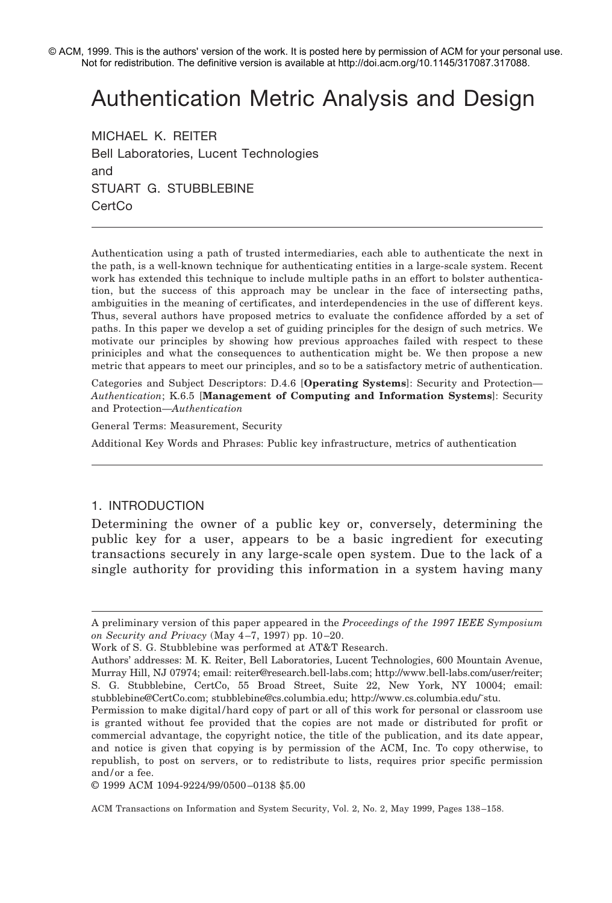© ACM, 1999. This is the authors' version of the work. It is posted here by permission of ACM for your personal use. Not for redistribution. The definitive version is available at http://doi.acm.org/10.1145/317087.317088.

# Authentication Metric Analysis and Design

MICHAEL K. REITER
Bell Laboratories, Lucent Technologies
and
STUART G. STUBBLEBINE
CertCo

---

Authentication using a path of trusted intermediaries, each able to authenticate the next in the path, is a well-known technique for authenticating entities in a large-scale system. Recent work has extended this technique to include multiple paths in an effort to bolster authentication, but the success of this approach may be unclear in the face of intersecting paths, ambiguities in the meaning of certificates, and interdependencies in the use of different keys. Thus, several authors have proposed metrics to evaluate the confidence afforded by a set of paths. In this paper we develop a set of guiding principles for the design of such metrics. We motivate our principles by showing how previous approaches failed with respect to these priniciples and what the consequences to authentication might be. We then propose a new metric that appears to meet our principles, and so to be a satisfactory metric of authentication.

Categories and Subject Descriptors: D.4.6 [**Operating Systems**]: Security and Protection—*Authentication*; K.6.5 [**Management of Computing and Information Systems**]: Security and Protection—*Authentication*

General Terms: Measurement, Security

Additional Key Words and Phrases: Public key infrastructure, metrics of authentication

---

## 1. INTRODUCTION

Determining the owner of a public key or, conversely, determining the public key for a user, appears to be a basic ingredient for executing transactions securely in any large-scale open system. Due to the lack of a single authority for providing this information in a system having many

---

A preliminary version of this paper appeared in the *Proceedings of the 1997 IEEE Symposium on Security and Privacy* (May 4–7, 1997) pp. 10–20.

Work of S. G. Stubblebine was performed at AT&T Research.

Authors' addresses: M. K. Reiter, Bell Laboratories, Lucent Technologies, 600 Mountain Avenue, Murray Hill, NJ 07974; email: reiter@research.bell-labs.com; http://www.bell-labs.com/user/reiter; S. G. Stubblebine, CertCo, 55 Broad Street, Suite 22, New York, NY 10004; email: stubblebine@CertCo.com; stubblebine@cs.columbia.edu; http://www.cs.columbia.edu/~stu.

Permission to make digital/hard copy of part or all of this work for personal or classroom use is granted without fee provided that the copies are not made or distributed for profit or commercial advantage, the copyright notice, the title of the publication, and its date appear, and notice is given that copying is by permission of the ACM, Inc. To copy otherwise, to republish, to post on servers, or to redistribute to lists, requires prior specific permission and/or a fee.

© 1999 ACM 1094-9224/99/0500–0138 $5.00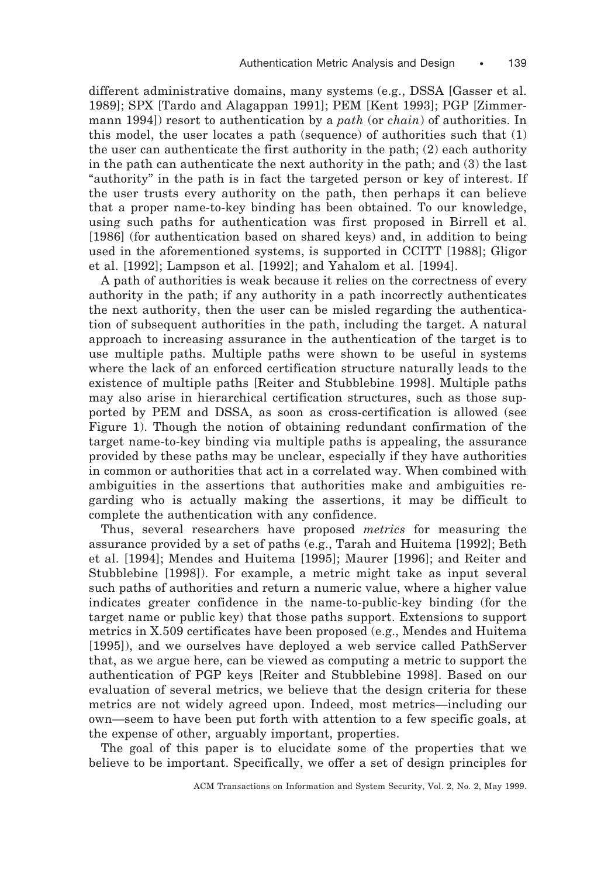different administrative domains, many systems (e.g., DSSA [Gasser et al. 1989]; SPX [Tardo and Alagappan 1991]; PEM [Kent 1993]; PGP [Zimmermann 1994]) resort to authentication by a *path* (or *chain*) of authorities. In this model, the user locates a path (sequence) of authorities such that (1) the user can authenticate the first authority in the path; (2) each authority in the path can authenticate the next authority in the path; and (3) the last "authority" in the path is in fact the targeted person or key of interest. If the user trusts every authority on the path, then perhaps it can believe that a proper name-to-key binding has been obtained. To our knowledge, using such paths for authentication was first proposed in Birrell et al. [1986] (for authentication based on shared keys) and, in addition to being used in the aforementioned systems, is supported in CCITT [1988]; Gligor et al. [1992]; Lampson et al. [1992]; and Yahalom et al. [1994].

A path of authorities is weak because it relies on the correctness of every authority in the path; if any authority in a path incorrectly authenticates the next authority, then the user can be misled regarding the authentication of subsequent authorities in the path, including the target. A natural approach to increasing assurance in the authentication of the target is to use multiple paths. Multiple paths were shown to be useful in systems where the lack of an enforced certification structure naturally leads to the existence of multiple paths [Reiter and Stubblebine 1998]. Multiple paths may also arise in hierarchical certification structures, such as those supported by PEM and DSSA, as soon as cross-certification is allowed (see Figure 1). Though the notion of obtaining redundant confirmation of the target name-to-key binding via multiple paths is appealing, the assurance provided by these paths may be unclear, especially if they have authorities in common or authorities that act in a correlated way. When combined with ambiguities in the assertions that authorities make and ambiguities regarding who is actually making the assertions, it may be difficult to complete the authentication with any confidence.

Thus, several researchers have proposed *metrics* for measuring the assurance provided by a set of paths (e.g., Tarah and Huitema [1992]; Beth et al. [1994]; Mendes and Huitema [1995]; Maurer [1996]; and Reiter and Stubblebine [1998]). For example, a metric might take as input several such paths of authorities and return a numeric value, where a higher value indicates greater confidence in the name-to-public-key binding (for the target name or public key) that those paths support. Extensions to support metrics in X.509 certificates have been proposed (e.g., Mendes and Huitema [1995]), and we ourselves have deployed a web service called PathServer that, as we argue here, can be viewed as computing a metric to support the authentication of PGP keys [Reiter and Stubblebine 1998]. Based on our evaluation of several metrics, we believe that the design criteria for these metrics are not widely agreed upon. Indeed, most metrics—including our own—seem to have been put forth with attention to a few specific goals, at the expense of other, arguably important, properties.

The goal of this paper is to elucidate some of the properties that we believe to be important. Specifically, we offer a set of design principles for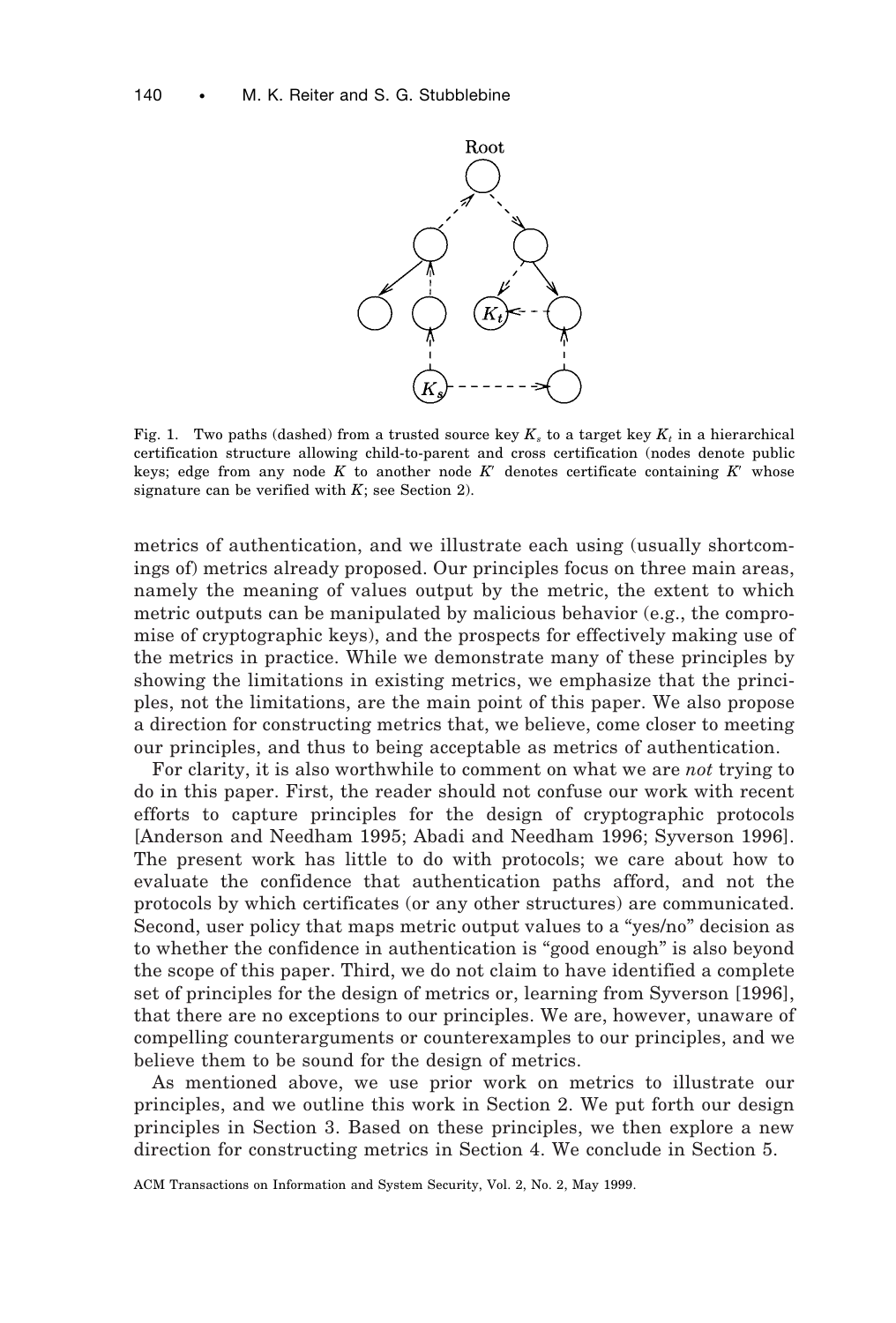Fig. 1. Two paths (dashed) from a trusted source key $K_s$ to a target key $K_t$ in a hierarchical certification structure allowing child-to-parent and cross certification (nodes denote public keys; edge from any node $K$ to another node $K'$ denotes certificate containing $K'$ whose signature can be verified with $K$; see Section 2).

metrics of authentication, and we illustrate each using (usually shortcomings of) metrics already proposed. Our principles focus on three main areas, namely the meaning of values output by the metric, the extent to which metric outputs can be manipulated by malicious behavior (e.g., the compromise of cryptographic keys), and the prospects for effectively making use of the metrics in practice. While we demonstrate many of these principles by showing the limitations in existing metrics, we emphasize that the principles, not the limitations, are the main point of this paper. We also propose a direction for constructing metrics that, we believe, come closer to meeting our principles, and thus to being acceptable as metrics of authentication.

For clarity, it is also worthwhile to comment on what we are *not* trying to do in this paper. First, the reader should not confuse our work with recent efforts to capture principles for the design of cryptographic protocols [Anderson and Needham 1995; Abadi and Needham 1996; Syverson 1996]. The present work has little to do with protocols; we care about how to evaluate the confidence that authentication paths afford, and not the protocols by which certificates (or any other structures) are communicated. Second, user policy that maps metric output values to a "yes/no" decision as to whether the confidence in authentication is "good enough" is also beyond the scope of this paper. Third, we do not claim to have identified a complete set of principles for the design of metrics or, learning from Syverson [1996], that there are no exceptions to our principles. We are, however, unaware of compelling counterarguments or counterexamples to our principles, and we believe them to be sound for the design of metrics.

As mentioned above, we use prior work on metrics to illustrate our principles, and we outline this work in Section 2. We put forth our design principles in Section 3. Based on these principles, we then explore a new direction for constructing metrics in Section 4. We conclude in Section 5.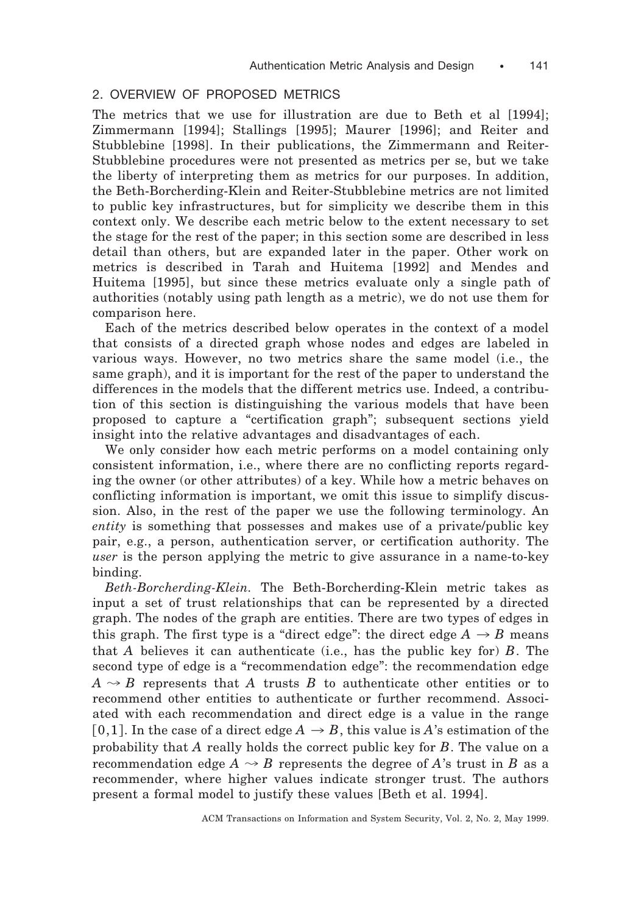## 2. OVERVIEW OF PROPOSED METRICS

The metrics that we use for illustration are due to Beth et al [1994]; Zimmermann [1994]; Stallings [1995]; Maurer [1996]; and Reiter and Stubblebine [1998]. In their publications, the Zimmermann and Reiter-Stubblebine procedures were not presented as metrics per se, but we take the liberty of interpreting them as metrics for our purposes. In addition, the Beth-Borcherding-Klein and Reiter-Stubblebine metrics are not limited to public key infrastructures, but for simplicity we describe them in this context only. We describe each metric below to the extent necessary to set the stage for the rest of the paper; in this section some are described in less detail than others, but are expanded later in the paper. Other work on metrics is described in Tarah and Huitema [1992] and Mendes and Huitema [1995], but since these metrics evaluate only a single path of authorities (notably using path length as a metric), we do not use them for comparison here.

Each of the metrics described below operates in the context of a model that consists of a directed graph whose nodes and edges are labeled in various ways. However, no two metrics share the same model (i.e., the same graph), and it is important for the rest of the paper to understand the differences in the models that the different metrics use. Indeed, a contribution of this section is distinguishing the various models that have been proposed to capture a "certification graph"; subsequent sections yield insight into the relative advantages and disadvantages of each.

We only consider how each metric performs on a model containing only consistent information, i.e., where there are no conflicting reports regarding the owner (or other attributes) of a key. While how a metric behaves on conflicting information is important, we omit this issue to simplify discussion. Also, in the rest of the paper we use the following terminology. An *entity* is something that possesses and makes use of a private/public key pair, e.g., a person, authentication server, or certification authority. The *user* is the person applying the metric to give assurance in a name-to-key binding.

*Beth-Borcherding-Klein*. The Beth-Borcherding-Klein metric takes as input a set of trust relationships that can be represented by a directed graph. The nodes of the graph are entities. There are two types of edges in this graph. The first type is a "direct edge": the direct edge $A \rightarrow B$ means that $A$ believes it can authenticate (i.e., has the public key for) $B$. The second type of edge is a "recommendation edge": the recommendation edge $A \rightsquigarrow B$ represents that $A$ trusts $B$ to authenticate other entities or to recommend other entities to authenticate or further recommend. Associated with each recommendation and direct edge is a value in the range $[0,1]$. In the case of a direct edge $A \rightarrow B$, this value is $A$'s estimation of the probability that $A$ really holds the correct public key for $B$. The value on a recommendation edge $A \rightsquigarrow B$ represents the degree of $A$'s trust in $B$ as a recommender, where higher values indicate stronger trust. The authors present a formal model to justify these values [Beth et al. 1994].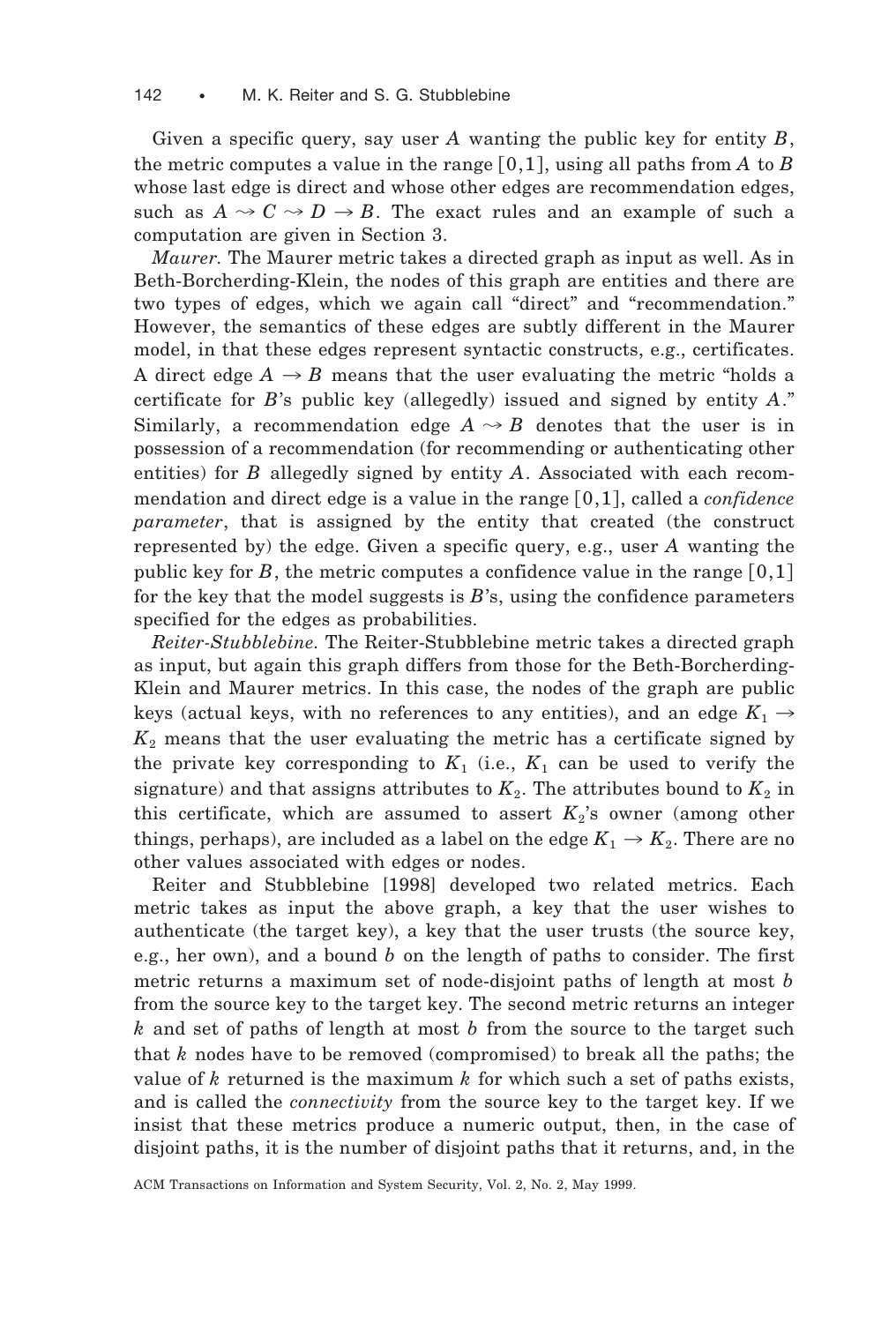Given a specific query, say user $A$ wanting the public key for entity $B$, the metric computes a value in the range $[0,1]$, using all paths from $A$ to $B$ whose last edge is direct and whose other edges are recommendation edges, such as $A \rightsquigarrow C \rightsquigarrow D \rightarrow B$. The exact rules and an example of such a computation are given in Section 3.

*Maurer.* The Maurer metric takes a directed graph as input as well. As in Beth-Borcherding-Klein, the nodes of this graph are entities and there are two types of edges, which we again call "direct" and "recommendation." However, the semantics of these edges are subtly different in the Maurer model, in that these edges represent syntactic constructs, e.g., certificates. A direct edge $A \rightarrow B$ means that the user evaluating the metric "holds a certificate for $B$'s public key (allegedly) issued and signed by entity $A$." Similarly, a recommendation edge $A \rightsquigarrow B$ denotes that the user is in possession of a recommendation (for recommending or authenticating other entities) for $B$ allegedly signed by entity $A$. Associated with each recommendation and direct edge is a value in the range $[0,1]$, called a *confidence parameter*, that is assigned by the entity that created (the construct represented by) the edge. Given a specific query, e.g., user $A$ wanting the public key for $B$, the metric computes a confidence value in the range $[0,1]$ for the key that the model suggests is $B$'s, using the confidence parameters specified for the edges as probabilities.

*Reiter-Stubblebine.* The Reiter-Stubblebine metric takes a directed graph as input, but again this graph differs from those for the Beth-Borcherding-Klein and Maurer metrics. In this case, the nodes of the graph are public keys (actual keys, with no references to any entities), and an edge $K_1 \rightarrow K_2$ means that the user evaluating the metric has a certificate signed by the private key corresponding to $K_1$ (i.e., $K_1$ can be used to verify the signature) and that assigns attributes to $K_2$. The attributes bound to $K_2$ in this certificate, which are assumed to assert $K_2$'s owner (among other things, perhaps), are included as a label on the edge $K_1 \rightarrow K_2$. There are no other values associated with edges or nodes.

Reiter and Stubblebine [1998] developed two related metrics. Each metric takes as input the above graph, a key that the user wishes to authenticate (the target key), a key that the user trusts (the source key, e.g., her own), and a bound $b$ on the length of paths to consider. The first metric returns a maximum set of node-disjoint paths of length at most $b$ from the source key to the target key. The second metric returns an integer $k$ and set of paths of length at most $b$ from the source to the target such that $k$ nodes have to be removed (compromised) to break all the paths; the value of $k$ returned is the maximum $k$ for which such a set of paths exists, and is called the *connectivity* from the source key to the target key. If we insist that these metrics produce a numeric output, then, in the case of disjoint paths, it is the number of disjoint paths that it returns, and, in the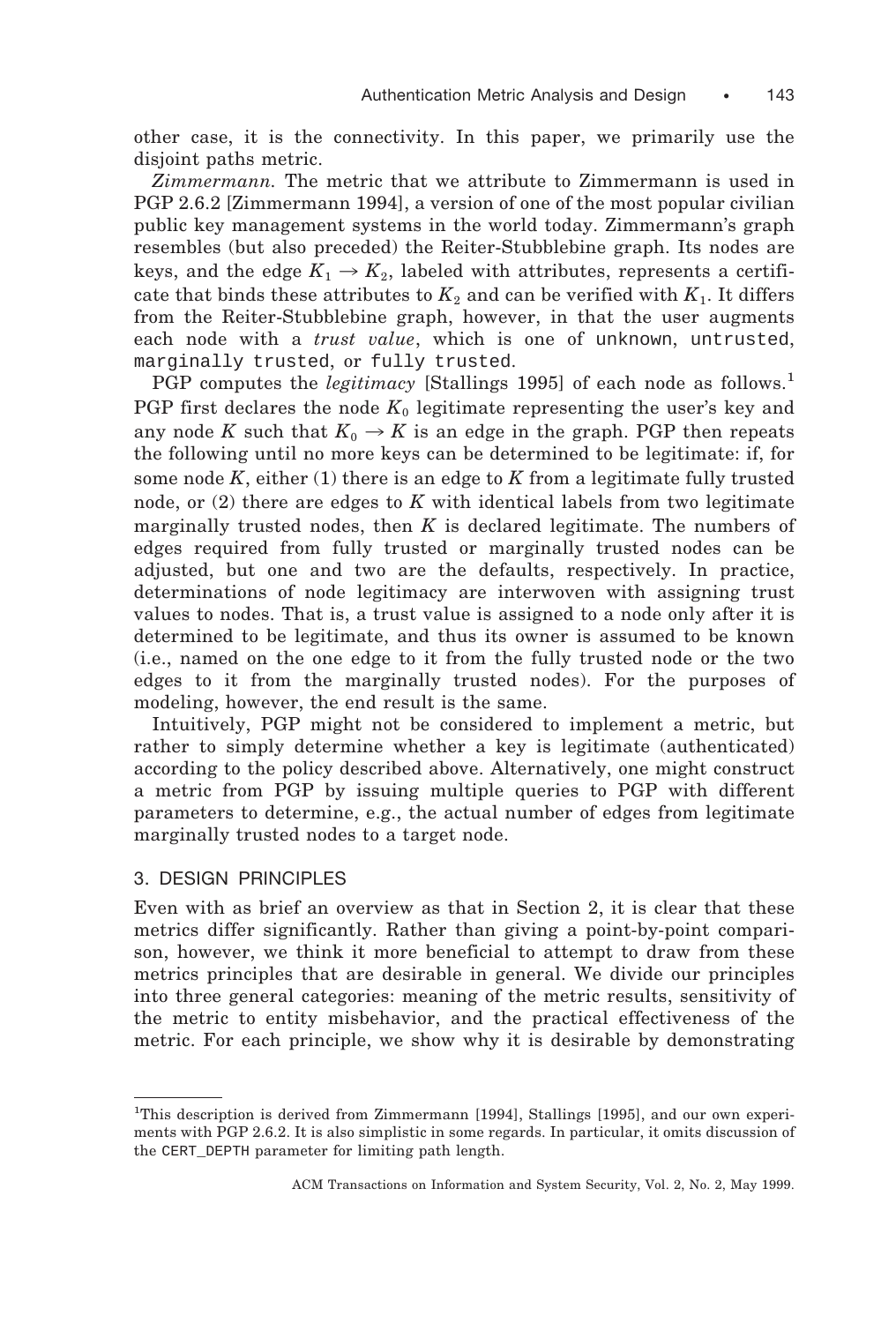other case, it is the connectivity. In this paper, we primarily use the disjoint paths metric.

*Zimmermann.* The metric that we attribute to Zimmermann is used in PGP 2.6.2 [Zimmermann 1994], a version of one of the most popular civilian public key management systems in the world today. Zimmermann's graph resembles (but also preceded) the Reiter-Stubblebine graph. Its nodes are keys, and the edge $K_1 \rightarrow K_2$, labeled with attributes, represents a certificate that binds these attributes to $K_2$ and can be verified with $K_1$. It differs from the Reiter-Stubblebine graph, however, in that the user augments each node with a *trust value*, which is one of `unknown`, `untrusted`, `marginally trusted`, or `fully trusted`.

PGP computes the *legitimacy* [Stallings 1995] of each node as follows.[1] PGP first declares the node $K_0$ legitimate representing the user's key and any node $K$ such that $K_0 \rightarrow K$ is an edge in the graph. PGP then repeats the following until no more keys can be determined to be legitimate: if, for some node $K$, either (1) there is an edge to $K$ from a legitimate fully trusted node, or (2) there are edges to $K$ with identical labels from two legitimate marginally trusted nodes, then $K$ is declared legitimate. The numbers of edges required from fully trusted or marginally trusted nodes can be adjusted, but one and two are the defaults, respectively. In practice, determinations of node legitimacy are interwoven with assigning trust values to nodes. That is, a trust value is assigned to a node only after it is determined to be legitimate, and thus its owner is assumed to be known (i.e., named on the one edge to it from the fully trusted node or the two edges to it from the marginally trusted nodes). For the purposes of modeling, however, the end result is the same.

Intuitively, PGP might not be considered to implement a metric, but rather to simply determine whether a key is legitimate (authenticated) according to the policy described above. Alternatively, one might construct a metric from PGP by issuing multiple queries to PGP with different parameters to determine, e.g., the actual number of edges from legitimate marginally trusted nodes to a target node.

## 3. DESIGN PRINCIPLES

Even with as brief an overview as that in Section 2, it is clear that these metrics differ significantly. Rather than giving a point-by-point comparison, however, we think it more beneficial to attempt to draw from these metrics principles that are desirable in general. We divide our principles into three general categories: meaning of the metric results, sensitivity of the metric to entity misbehavior, and the practical effectiveness of the metric. For each principle, we show why it is desirable by demonstrating

---

[1] This description is derived from Zimmermann [1994], Stallings [1995], and our own experiments with PGP 2.6.2. It is also simplistic in some regards. In particular, it omits discussion of the `CERT_DEPTH` parameter for limiting path length.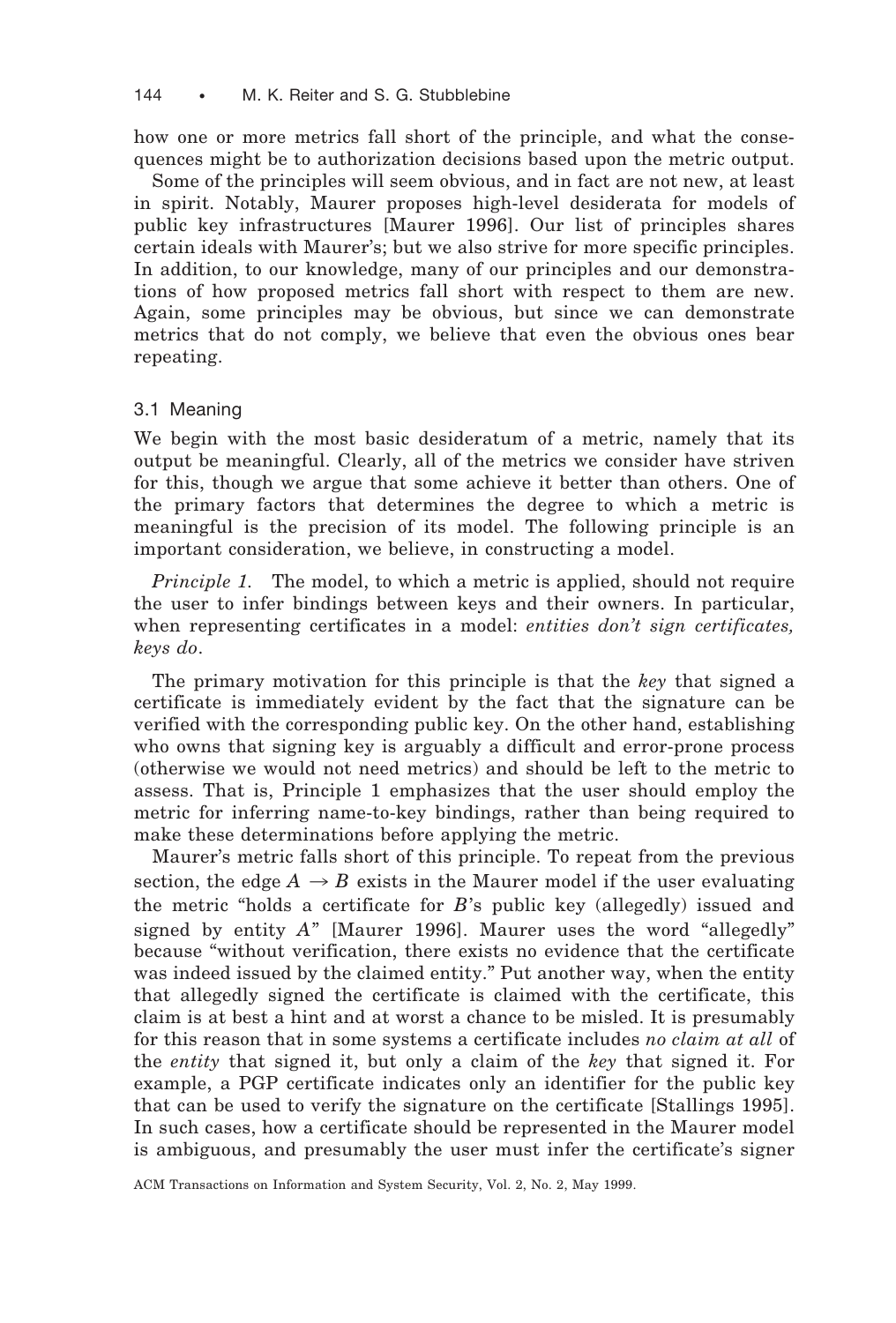how one or more metrics fall short of the principle, and what the consequences might be to authorization decisions based upon the metric output.

Some of the principles will seem obvious, and in fact are not new, at least in spirit. Notably, Maurer proposes high-level desiderata for models of public key infrastructures [Maurer 1996]. Our list of principles shares certain ideals with Maurer's; but we also strive for more specific principles. In addition, to our knowledge, many of our principles and our demonstrations of how proposed metrics fall short with respect to them are new. Again, some principles may be obvious, but since we can demonstrate metrics that do not comply, we believe that even the obvious ones bear repeating.

### 3.1 Meaning

We begin with the most basic desideratum of a metric, namely that its output be meaningful. Clearly, all of the metrics we consider have striven for this, though we argue that some achieve it better than others. One of the primary factors that determines the degree to which a metric is meaningful is the precision of its model. The following principle is an important consideration, we believe, in constructing a model.

*Principle 1.* The model, to which a metric is applied, should not require the user to infer bindings between keys and their owners. In particular, when representing certificates in a model: *entities don't sign certificates, keys do*.

The primary motivation for this principle is that the *key* that signed a certificate is immediately evident by the fact that the signature can be verified with the corresponding public key. On the other hand, establishing who owns that signing key is arguably a difficult and error-prone process (otherwise we would not need metrics) and should be left to the metric to assess. That is, Principle 1 emphasizes that the user should employ the metric for inferring name-to-key bindings, rather than being required to make these determinations before applying the metric.

Maurer's metric falls short of this principle. To repeat from the previous section, the edge $A \rightarrow B$ exists in the Maurer model if the user evaluating the metric "holds a certificate for $B$'s public key (allegedly) issued and signed by entity $A$" [Maurer 1996]. Maurer uses the word "allegedly" because "without verification, there exists no evidence that the certificate was indeed issued by the claimed entity." Put another way, when the entity that allegedly signed the certificate is claimed with the certificate, this claim is at best a hint and at worst a chance to be misled. It is presumably for this reason that in some systems a certificate includes *no claim at all* of the *entity* that signed it, but only a claim of the *key* that signed it. For example, a PGP certificate indicates only an identifier for the public key that can be used to verify the signature on the certificate [Stallings 1995]. In such cases, how a certificate should be represented in the Maurer model is ambiguous, and presumably the user must infer the certificate's signer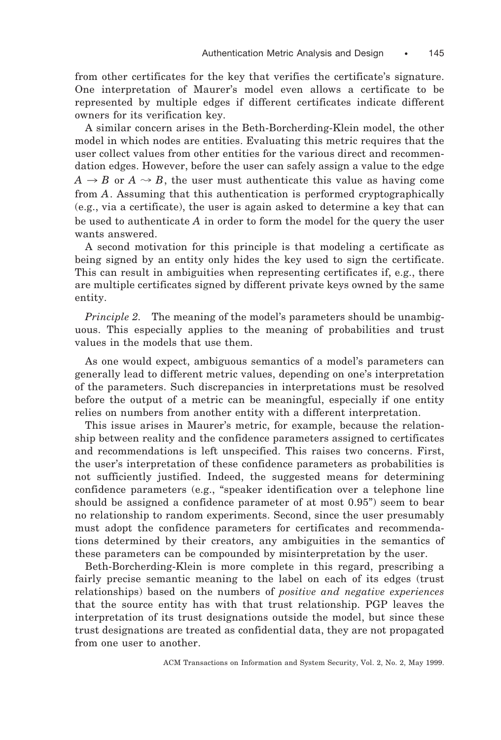from other certificates for the key that verifies the certificate's signature. One interpretation of Maurer's model even allows a certificate to be represented by multiple edges if different certificates indicate different owners for its verification key.

A similar concern arises in the Beth-Borcherding-Klein model, the other model in which nodes are entities. Evaluating this metric requires that the user collect values from other entities for the various direct and recommendation edges. However, before the user can safely assign a value to the edge $A \rightarrow B$ or $A \rightsquigarrow B$, the user must authenticate this value as having come from $A$. Assuming that this authentication is performed cryptographically (e.g., via a certificate), the user is again asked to determine a key that can be used to authenticate $A$ in order to form the model for the query the user wants answered.

A second motivation for this principle is that modeling a certificate as being signed by an entity only hides the key used to sign the certificate. This can result in ambiguities when representing certificates if, e.g., there are multiple certificates signed by different private keys owned by the same entity.

*Principle 2.* The meaning of the model's parameters should be unambiguous. This especially applies to the meaning of probabilities and trust values in the models that use them.

As one would expect, ambiguous semantics of a model's parameters can generally lead to different metric values, depending on one's interpretation of the parameters. Such discrepancies in interpretations must be resolved before the output of a metric can be meaningful, especially if one entity relies on numbers from another entity with a different interpretation.

This issue arises in Maurer's metric, for example, because the relationship between reality and the confidence parameters assigned to certificates and recommendations is left unspecified. This raises two concerns. First, the user's interpretation of these confidence parameters as probabilities is not sufficiently justified. Indeed, the suggested means for determining confidence parameters (e.g., "speaker identification over a telephone line should be assigned a confidence parameter of at most 0.95") seem to bear no relationship to random experiments. Second, since the user presumably must adopt the confidence parameters for certificates and recommendations determined by their creators, any ambiguities in the semantics of these parameters can be compounded by misinterpretation by the user.

Beth-Borcherding-Klein is more complete in this regard, prescribing a fairly precise semantic meaning to the label on each of its edges (trust relationships) based on the numbers of *positive and negative experiences* that the source entity has with that trust relationship. PGP leaves the interpretation of its trust designations outside the model, but since these trust designations are treated as confidential data, they are not propagated from one user to another.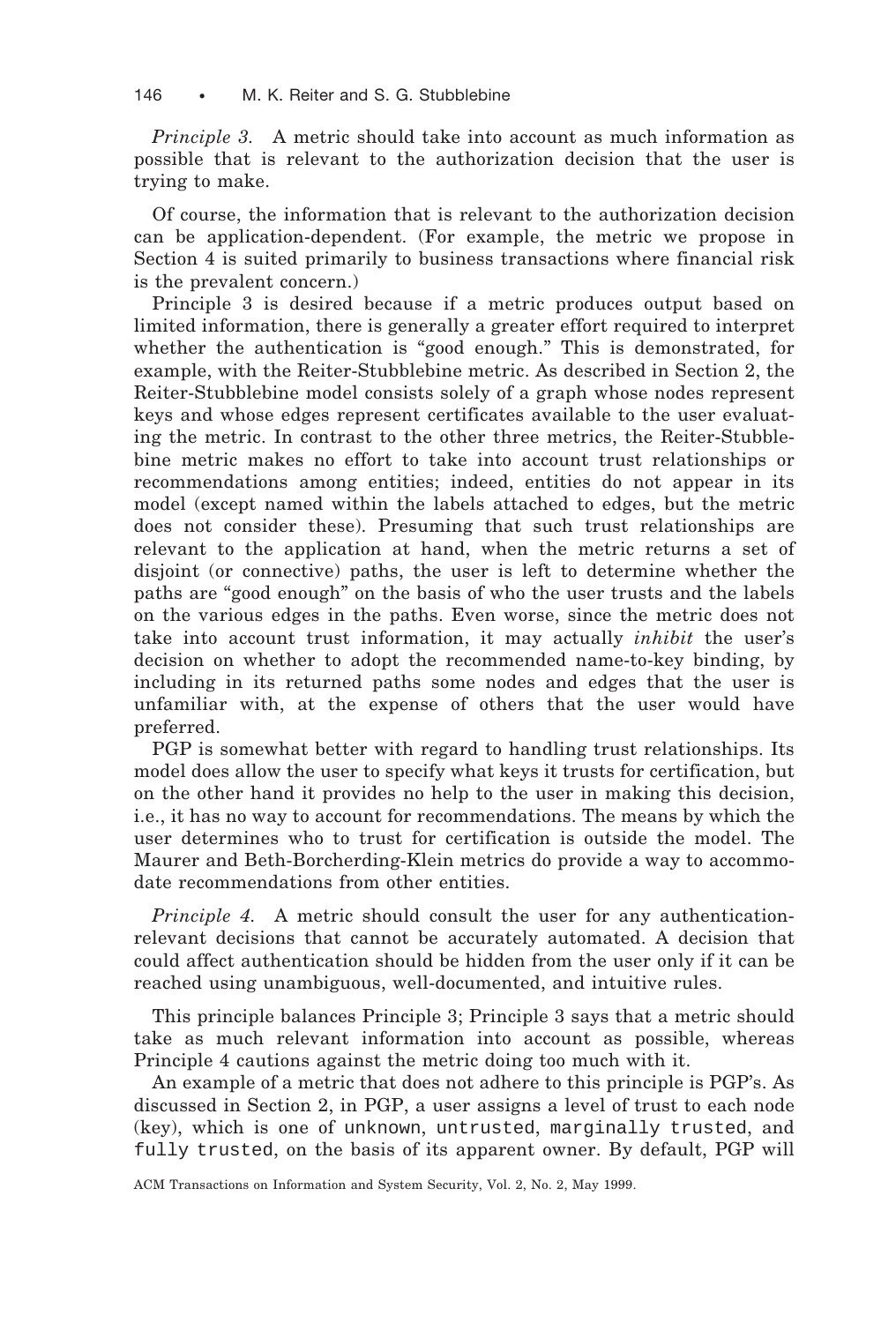*Principle 3.* A metric should take into account as much information as possible that is relevant to the authorization decision that the user is trying to make.

Of course, the information that is relevant to the authorization decision can be application-dependent. (For example, the metric we propose in Section 4 is suited primarily to business transactions where financial risk is the prevalent concern.)

Principle 3 is desired because if a metric produces output based on limited information, there is generally a greater effort required to interpret whether the authentication is "good enough." This is demonstrated, for example, with the Reiter-Stubblebine metric. As described in Section 2, the Reiter-Stubblebine model consists solely of a graph whose nodes represent keys and whose edges represent certificates available to the user evaluating the metric. In contrast to the other three metrics, the Reiter-Stubblebine metric makes no effort to take into account trust relationships or recommendations among entities; indeed, entities do not appear in its model (except named within the labels attached to edges, but the metric does not consider these). Presuming that such trust relationships are relevant to the application at hand, when the metric returns a set of disjoint (or connective) paths, the user is left to determine whether the paths are "good enough" on the basis of who the user trusts and the labels on the various edges in the paths. Even worse, since the metric does not take into account trust information, it may actually *inhibit* the user's decision on whether to adopt the recommended name-to-key binding, by including in its returned paths some nodes and edges that the user is unfamiliar with, at the expense of others that the user would have preferred.

PGP is somewhat better with regard to handling trust relationships. Its model does allow the user to specify what keys it trusts for certification, but on the other hand it provides no help to the user in making this decision, i.e., it has no way to account for recommendations. The means by which the user determines who to trust for certification is outside the model. The Maurer and Beth-Borcherding-Klein metrics do provide a way to accommodate recommendations from other entities.

*Principle 4.* A metric should consult the user for any authentication-relevant decisions that cannot be accurately automated. A decision that could affect authentication should be hidden from the user only if it can be reached using unambiguous, well-documented, and intuitive rules.

This principle balances Principle 3; Principle 3 says that a metric should take as much relevant information into account as possible, whereas Principle 4 cautions against the metric doing too much with it.

An example of a metric that does not adhere to this principle is PGP's. As discussed in Section 2, in PGP, a user assigns a level of trust to each node (key), which is one of `unknown`, `untrusted`, `marginally trusted`, and `fully trusted`, on the basis of its apparent owner. By default, PGP will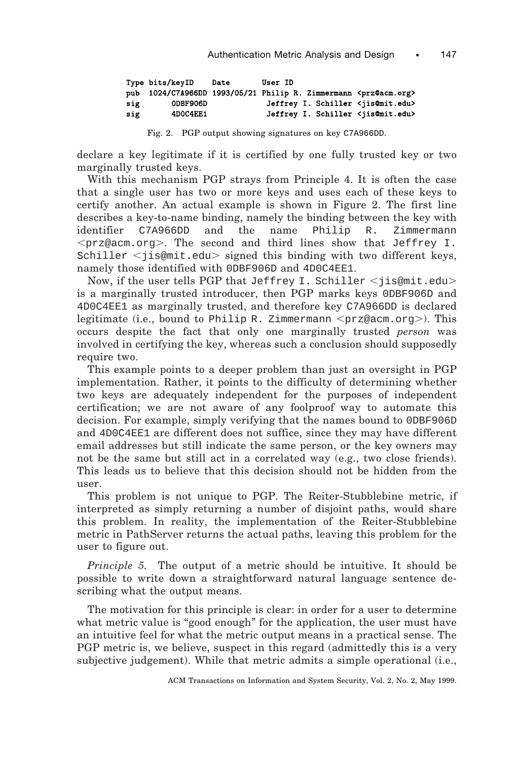```
Type bits/keyID    Date       User ID
pub  1024/C7A966DD 1993/05/21 Philip R. Zimmermann <prz@acm.org>
sig       0DBF906D             Jeffrey I. Schiller <jis@mit.edu>
sig       4D0C4EE1             Jeffrey I. Schiller <jis@mit.edu>
```

Fig. 2. PGP output showing signatures on key C7A966DD.

declare a key legitimate if it is certified by one fully trusted key or two marginally trusted keys.

With this mechanism PGP strays from Principle 4. It is often the case that a single user has two or more keys and uses each of these keys to certify another. An actual example is shown in Figure 2. The first line describes a key-to-name binding, namely the binding between the key with identifier C7A966DD and the name Philip R. Zimmermann <prz@acm.org>. The second and third lines show that Jeffrey I. Schiller <jis@mit.edu> signed this binding with two different keys, namely those identified with 0DBF906D and 4D0C4EE1.

Now, if the user tells PGP that Jeffrey I. Schiller <jis@mit.edu> is a marginally trusted introducer, then PGP marks keys 0DBF906D and 4D0C4EE1 as marginally trusted, and therefore key C7A966DD is declared legitimate (i.e., bound to Philip R. Zimmermann <prz@acm.org>). This occurs despite the fact that only one marginally trusted *person* was involved in certifying the key, whereas such a conclusion should supposedly require two.

This example points to a deeper problem than just an oversight in PGP implementation. Rather, it points to the difficulty of determining whether two keys are adequately independent for the purposes of independent certification; we are not aware of any foolproof way to automate this decision. For example, simply verifying that the names bound to 0DBF906D and 4D0C4EE1 are different does not suffice, since they may have different email addresses but still indicate the same person, or the key owners may not be the same but still act in a correlated way (e.g., two close friends). This leads us to believe that this decision should not be hidden from the user.

This problem is not unique to PGP. The Reiter-Stubblebine metric, if interpreted as simply returning a number of disjoint paths, would share this problem. In reality, the implementation of the Reiter-Stubblebine metric in PathServer returns the actual paths, leaving this problem for the user to figure out.

*Principle 5.* The output of a metric should be intuitive. It should be possible to write down a straightforward natural language sentence describing what the output means.

The motivation for this principle is clear: in order for a user to determine what metric value is "good enough" for the application, the user must have an intuitive feel for what the metric output means in a practical sense. The PGP metric is, we believe, suspect in this regard (admittedly this is a very subjective judgement). While that metric admits a simple operational (i.e.,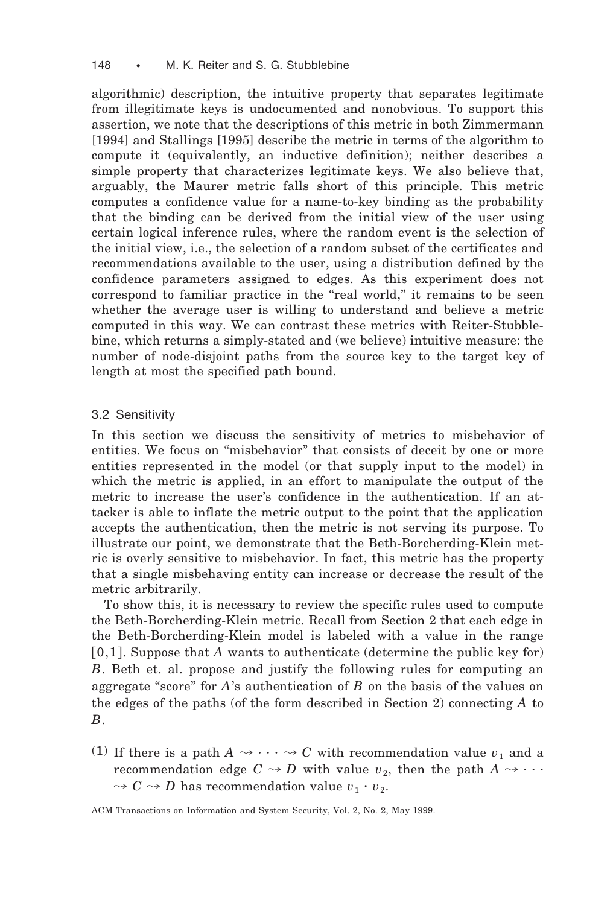algorithmic) description, the intuitive property that separates legitimate from illegitimate keys is undocumented and nonobvious. To support this assertion, we note that the descriptions of this metric in both Zimmermann [1994] and Stallings [1995] describe the metric in terms of the algorithm to compute it (equivalently, an inductive definition); neither describes a simple property that characterizes legitimate keys. We also believe that, arguably, the Maurer metric falls short of this principle. This metric computes a confidence value for a name-to-key binding as the probability that the binding can be derived from the initial view of the user using certain logical inference rules, where the random event is the selection of the initial view, i.e., the selection of a random subset of the certificates and recommendations available to the user, using a distribution defined by the confidence parameters assigned to edges. As this experiment does not correspond to familiar practice in the "real world," it remains to be seen whether the average user is willing to understand and believe a metric computed in this way. We can contrast these metrics with Reiter-Stubblebine, which returns a simply-stated and (we believe) intuitive measure: the number of node-disjoint paths from the source key to the target key of length at most the specified path bound.

### 3.2 Sensitivity

In this section we discuss the sensitivity of metrics to misbehavior of entities. We focus on "misbehavior" that consists of deceit by one or more entities represented in the model (or that supply input to the model) in which the metric is applied, in an effort to manipulate the output of the metric to increase the user's confidence in the authentication. If an attacker is able to inflate the metric output to the point that the application accepts the authentication, then the metric is not serving its purpose. To illustrate our point, we demonstrate that the Beth-Borcherding-Klein metric is overly sensitive to misbehavior. In fact, this metric has the property that a single misbehaving entity can increase or decrease the result of the metric arbitrarily.

To show this, it is necessary to review the specific rules used to compute the Beth-Borcherding-Klein metric. Recall from Section 2 that each edge in the Beth-Borcherding-Klein model is labeled with a value in the range $[0,1]$. Suppose that $A$ wants to authenticate (determine the public key for) $B$. Beth et. al. propose and justify the following rules for computing an aggregate "score" for $A$'s authentication of $B$ on the basis of the values on the edges of the paths (of the form described in Section 2) connecting $A$ to $B$.

(1) If there is a path $A \rightsquigarrow \cdots \rightsquigarrow C$ with recommendation value $v_1$ and a recommendation edge $C \rightsquigarrow D$ with value $v_2$, then the path $A \rightsquigarrow \cdots \rightsquigarrow C \rightsquigarrow D$ has recommendation value $v_1 \cdot v_2$.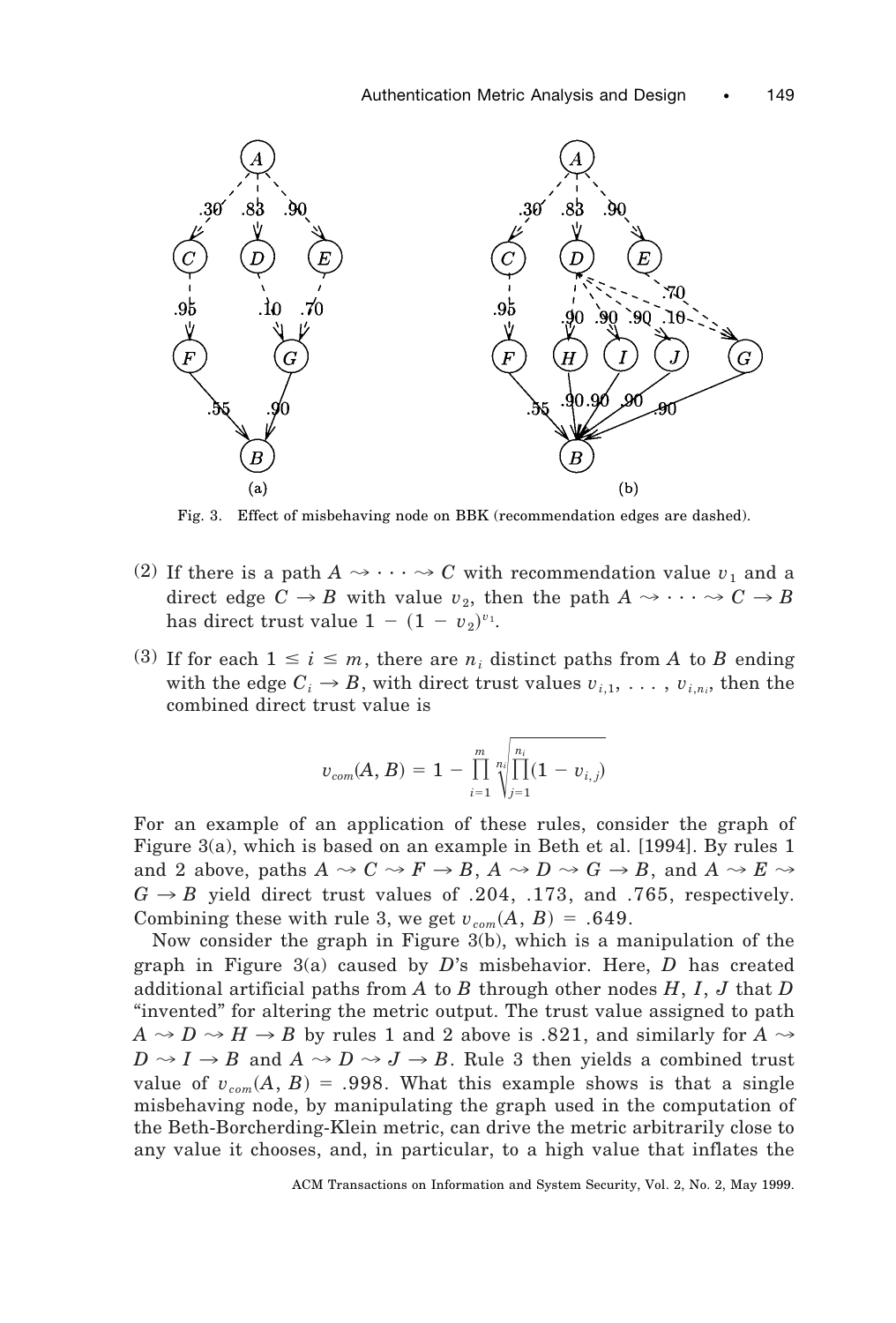Fig. 3. Effect of misbehaving node on BBK (recommendation edges are dashed).

(2) If there is a path $A \rightsquigarrow \cdots \rightsquigarrow C$ with recommendation value $v_1$ and a direct edge $C \rightarrow B$ with value $v_2$, then the path $A \rightsquigarrow \cdots \rightsquigarrow C \rightarrow B$ has direct trust value $1 - (1 - v_2)^{v_1}$.

(3) If for each $1 \leq i \leq m$, there are $n_i$ distinct paths from $A$ to $B$ ending with the edge $C_i \rightarrow B$, with direct trust values $v_{i,1}, \ldots, v_{i,n_i}$, then the combined direct trust value is

$$v_{com}(A, B) = 1 - \prod_{i=1}^{m} \sqrt[n_i]{\prod_{j=1}^{n_i} (1 - v_{i,j})}$$

For an example of an application of these rules, consider the graph of Figure 3(a), which is based on an example in Beth et al. [1994]. By rules 1 and 2 above, paths $A \rightsquigarrow C \rightsquigarrow F \rightarrow B$, $A \rightsquigarrow D \rightsquigarrow G \rightarrow B$, and $A \rightsquigarrow E \rightsquigarrow G \rightarrow B$ yield direct trust values of .204, .173, and .765, respectively. Combining these with rule 3, we get $v_{com}(A, B) = .649$.

Now consider the graph in Figure 3(b), which is a manipulation of the graph in Figure 3(a) caused by $D$'s misbehavior. Here, $D$ has created additional artificial paths from $A$ to $B$ through other nodes $H$, $I$, $J$ that $D$ "invented" for altering the metric output. The trust value assigned to path $A \rightsquigarrow D \rightsquigarrow H \rightarrow B$ by rules 1 and 2 above is .821, and similarly for $A \rightsquigarrow D \rightsquigarrow I \rightarrow B$ and $A \rightsquigarrow D \rightsquigarrow J \rightarrow B$. Rule 3 then yields a combined trust value of $v_{com}(A, B) = .998$. What this example shows is that a single misbehaving node, by manipulating the graph used in the computation of the Beth-Borcherding-Klein metric, can drive the metric arbitrarily close to any value it chooses, and, in particular, to a high value that inflates the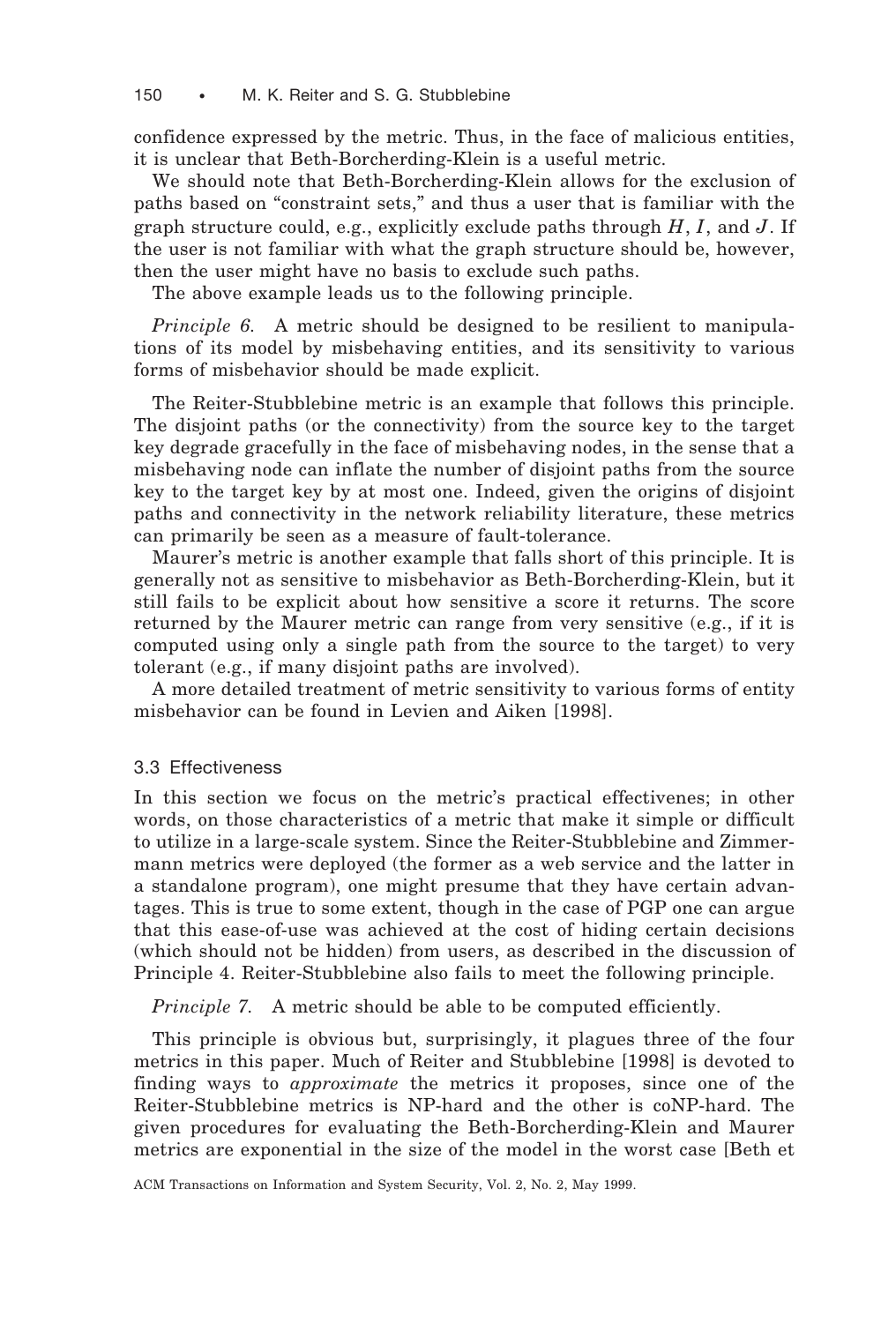confidence expressed by the metric. Thus, in the face of malicious entities, it is unclear that Beth-Borcherding-Klein is a useful metric.

We should note that Beth-Borcherding-Klein allows for the exclusion of paths based on "constraint sets," and thus a user that is familiar with the graph structure could, e.g., explicitly exclude paths through $H$, $I$, and $J$. If the user is not familiar with what the graph structure should be, however, then the user might have no basis to exclude such paths.

The above example leads us to the following principle.

*Principle 6.* A metric should be designed to be resilient to manipulations of its model by misbehaving entities, and its sensitivity to various forms of misbehavior should be made explicit.

The Reiter-Stubblebine metric is an example that follows this principle. The disjoint paths (or the connectivity) from the source key to the target key degrade gracefully in the face of misbehaving nodes, in the sense that a misbehaving node can inflate the number of disjoint paths from the source key to the target key by at most one. Indeed, given the origins of disjoint paths and connectivity in the network reliability literature, these metrics can primarily be seen as a measure of fault-tolerance.

Maurer's metric is another example that falls short of this principle. It is generally not as sensitive to misbehavior as Beth-Borcherding-Klein, but it still fails to be explicit about how sensitive a score it returns. The score returned by the Maurer metric can range from very sensitive (e.g., if it is computed using only a single path from the source to the target) to very tolerant (e.g., if many disjoint paths are involved).

A more detailed treatment of metric sensitivity to various forms of entity misbehavior can be found in Levien and Aiken [1998].

### 3.3 Effectiveness

In this section we focus on the metric's practical effectivenes; in other words, on those characteristics of a metric that make it simple or difficult to utilize in a large-scale system. Since the Reiter-Stubblebine and Zimmermann metrics were deployed (the former as a web service and the latter in a standalone program), one might presume that they have certain advantages. This is true to some extent, though in the case of PGP one can argue that this ease-of-use was achieved at the cost of hiding certain decisions (which should not be hidden) from users, as described in the discussion of Principle 4. Reiter-Stubblebine also fails to meet the following principle.

*Principle 7.* A metric should be able to be computed efficiently.

This principle is obvious but, surprisingly, it plagues three of the four metrics in this paper. Much of Reiter and Stubblebine [1998] is devoted to finding ways to *approximate* the metrics it proposes, since one of the Reiter-Stubblebine metrics is NP-hard and the other is coNP-hard. The given procedures for evaluating the Beth-Borcherding-Klein and Maurer metrics are exponential in the size of the model in the worst case [Beth et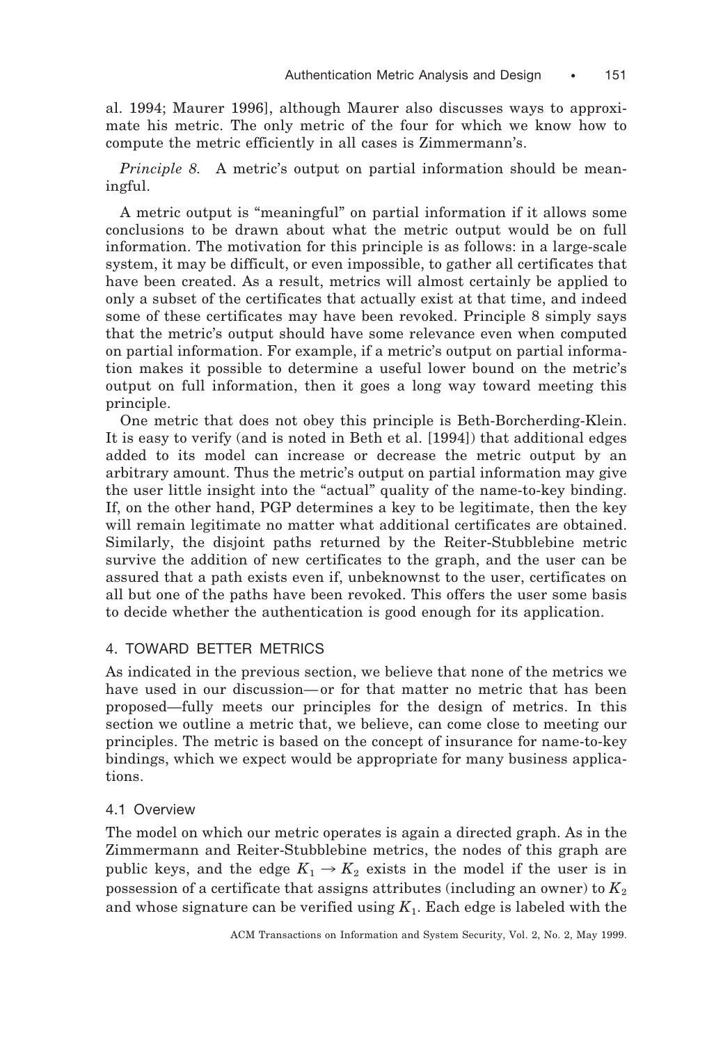al. 1994; Maurer 1996], although Maurer also discusses ways to approximate his metric. The only metric of the four for which we know how to compute the metric efficiently in all cases is Zimmermann's.

*Principle 8.* A metric's output on partial information should be meaningful.

A metric output is "meaningful" on partial information if it allows some conclusions to be drawn about what the metric output would be on full information. The motivation for this principle is as follows: in a large-scale system, it may be difficult, or even impossible, to gather all certificates that have been created. As a result, metrics will almost certainly be applied to only a subset of the certificates that actually exist at that time, and indeed some of these certificates may have been revoked. Principle 8 simply says that the metric's output should have some relevance even when computed on partial information. For example, if a metric's output on partial information makes it possible to determine a useful lower bound on the metric's output on full information, then it goes a long way toward meeting this principle.

One metric that does not obey this principle is Beth-Borcherding-Klein. It is easy to verify (and is noted in Beth et al. [1994]) that additional edges added to its model can increase or decrease the metric output by an arbitrary amount. Thus the metric's output on partial information may give the user little insight into the "actual" quality of the name-to-key binding. If, on the other hand, PGP determines a key to be legitimate, then the key will remain legitimate no matter what additional certificates are obtained. Similarly, the disjoint paths returned by the Reiter-Stubblebine metric survive the addition of new certificates to the graph, and the user can be assured that a path exists even if, unbeknownst to the user, certificates on all but one of the paths have been revoked. This offers the user some basis to decide whether the authentication is good enough for its application.

## 4. TOWARD BETTER METRICS

As indicated in the previous section, we believe that none of the metrics we have used in our discussion—or for that matter no metric that has been proposed—fully meets our principles for the design of metrics. In this section we outline a metric that, we believe, can come close to meeting our principles. The metric is based on the concept of insurance for name-to-key bindings, which we expect would be appropriate for many business applications.

### 4.1 Overview

The model on which our metric operates is again a directed graph. As in the Zimmermann and Reiter-Stubblebine metrics, the nodes of this graph are public keys, and the edge $K_1 \rightarrow K_2$ exists in the model if the user is in possession of a certificate that assigns attributes (including an owner) to $K_2$ and whose signature can be verified using $K_1$. Each edge is labeled with the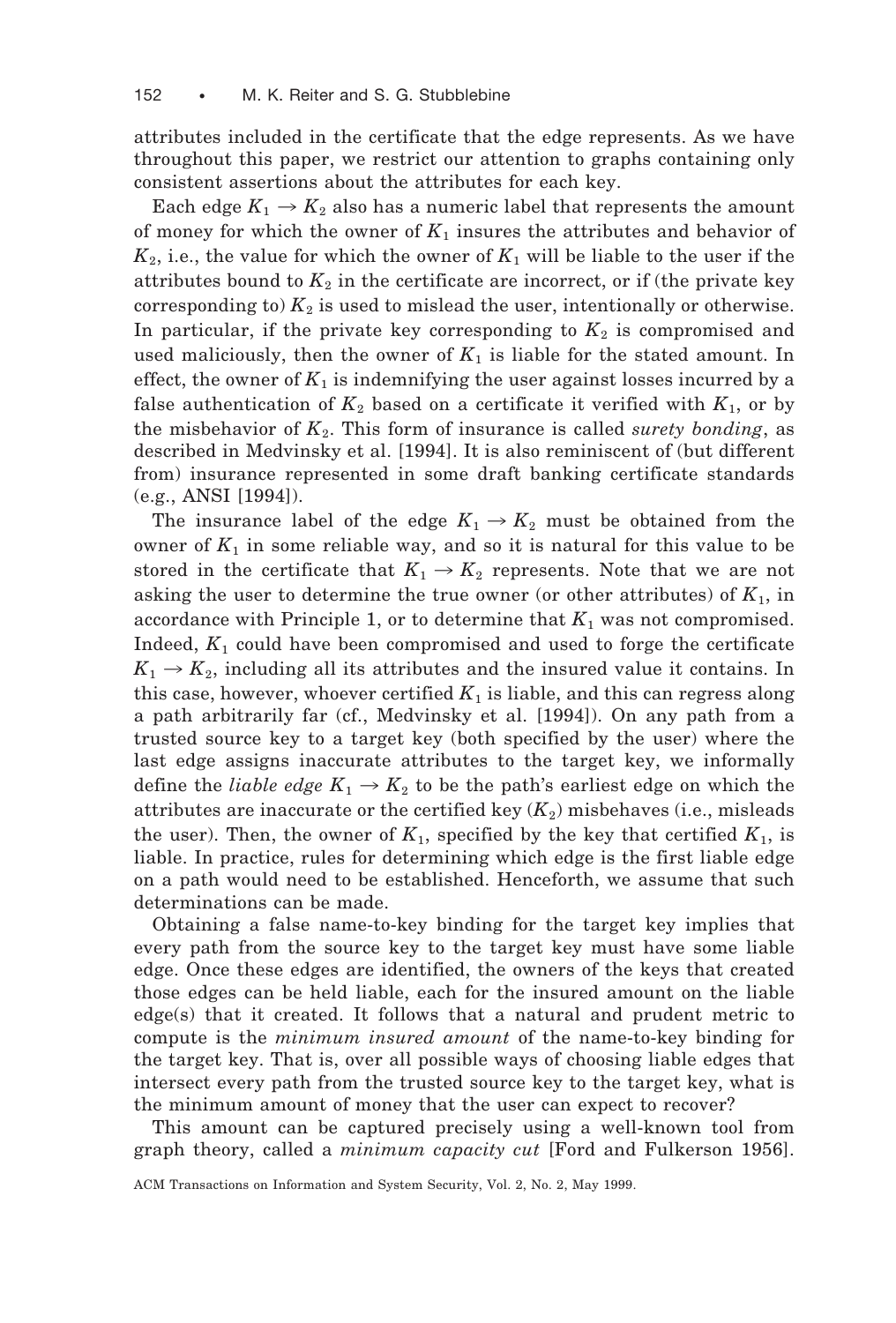attributes included in the certificate that the edge represents. As we have throughout this paper, we restrict our attention to graphs containing only consistent assertions about the attributes for each key.

Each edge $K_1 \rightarrow K_2$ also has a numeric label that represents the amount of money for which the owner of $K_1$ insures the attributes and behavior of $K_2$, i.e., the value for which the owner of $K_1$ will be liable to the user if the attributes bound to $K_2$ in the certificate are incorrect, or if (the private key corresponding to) $K_2$ is used to mislead the user, intentionally or otherwise. In particular, if the private key corresponding to $K_2$ is compromised and used maliciously, then the owner of $K_1$ is liable for the stated amount. In effect, the owner of $K_1$ is indemnifying the user against losses incurred by a false authentication of $K_2$ based on a certificate it verified with $K_1$, or by the misbehavior of $K_2$. This form of insurance is called *surety bonding*, as described in Medvinsky et al. [1994]. It is also reminiscent of (but different from) insurance represented in some draft banking certificate standards (e.g., ANSI [1994]).

The insurance label of the edge $K_1 \rightarrow K_2$ must be obtained from the owner of $K_1$ in some reliable way, and so it is natural for this value to be stored in the certificate that $K_1 \rightarrow K_2$ represents. Note that we are not asking the user to determine the true owner (or other attributes) of $K_1$, in accordance with Principle 1, or to determine that $K_1$ was not compromised. Indeed, $K_1$ could have been compromised and used to forge the certificate $K_1 \rightarrow K_2$, including all its attributes and the insured value it contains. In this case, however, whoever certified $K_1$ is liable, and this can regress along a path arbitrarily far (cf., Medvinsky et al. [1994]). On any path from a trusted source key to a target key (both specified by the user) where the last edge assigns inaccurate attributes to the target key, we informally define the *liable edge* $K_1 \rightarrow K_2$ to be the path's earliest edge on which the attributes are inaccurate or the certified key ($K_2$) misbehaves (i.e., misleads the user). Then, the owner of $K_1$, specified by the key that certified $K_1$, is liable. In practice, rules for determining which edge is the first liable edge on a path would need to be established. Henceforth, we assume that such determinations can be made.

Obtaining a false name-to-key binding for the target key implies that every path from the source key to the target key must have some liable edge. Once these edges are identified, the owners of the keys that created those edges can be held liable, each for the insured amount on the liable edge(s) that it created. It follows that a natural and prudent metric to compute is the *minimum insured amount* of the name-to-key binding for the target key. That is, over all possible ways of choosing liable edges that intersect every path from the trusted source key to the target key, what is the minimum amount of money that the user can expect to recover?

This amount can be captured precisely using a well-known tool from graph theory, called a *minimum capacity cut* [Ford and Fulkerson 1956].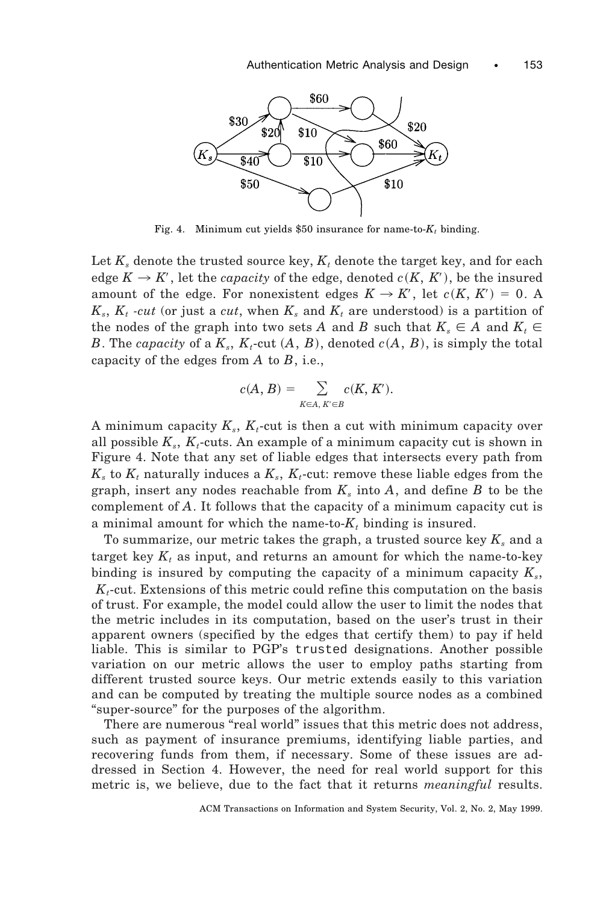Fig. 4. Minimum cut yields \$50 insurance for name-to-$K_t$ binding.

Let $K_s$ denote the trusted source key, $K_t$ denote the target key, and for each edge $K \rightarrow K'$, let the *capacity* of the edge, denoted $c(K, K')$, be the insured amount of the edge. For nonexistent edges $K \rightarrow K'$, let $c(K, K') = 0$. A $K_s$, $K_t$ *-cut* (or just a *cut*, when $K_s$ and $K_t$ are understood) is a partition of the nodes of the graph into two sets $A$ and $B$ such that $K_s \in A$ and $K_t \in B$. The *capacity* of a $K_s$, $K_t$-cut $(A, B)$, denoted $c(A, B)$, is simply the total capacity of the edges from $A$ to $B$, i.e.,

$$c(A, B) = \sum_{K \in A,\, K' \in B} c(K, K').$$

A minimum capacity $K_s$, $K_t$-cut is then a cut with minimum capacity over all possible $K_s$, $K_t$-cuts. An example of a minimum capacity cut is shown in Figure 4. Note that any set of liable edges that intersects every path from $K_s$ to $K_t$ naturally induces a $K_s$, $K_t$-cut: remove these liable edges from the graph, insert any nodes reachable from $K_s$ into $A$, and define $B$ to be the complement of $A$. It follows that the capacity of a minimum capacity cut is a minimal amount for which the name-to-$K_t$ binding is insured.

To summarize, our metric takes the graph, a trusted source key $K_s$ and a target key $K_t$ as input, and returns an amount for which the name-to-key binding is insured by computing the capacity of a minimum capacity $K_s$, $K_t$-cut. Extensions of this metric could refine this computation on the basis of trust. For example, the model could allow the user to limit the nodes that the metric includes in its computation, based on the user's trust in their apparent owners (specified by the edges that certify them) to pay if held liable. This is similar to PGP's `trusted` designations. Another possible variation on our metric allows the user to employ paths starting from different trusted source keys. Our metric extends easily to this variation and can be computed by treating the multiple source nodes as a combined "super-source" for the purposes of the algorithm.

There are numerous "real world" issues that this metric does not address, such as payment of insurance premiums, identifying liable parties, and recovering funds from them, if necessary. Some of these issues are addressed in Section 4. However, the need for real world support for this metric is, we believe, due to the fact that it returns *meaningful* results.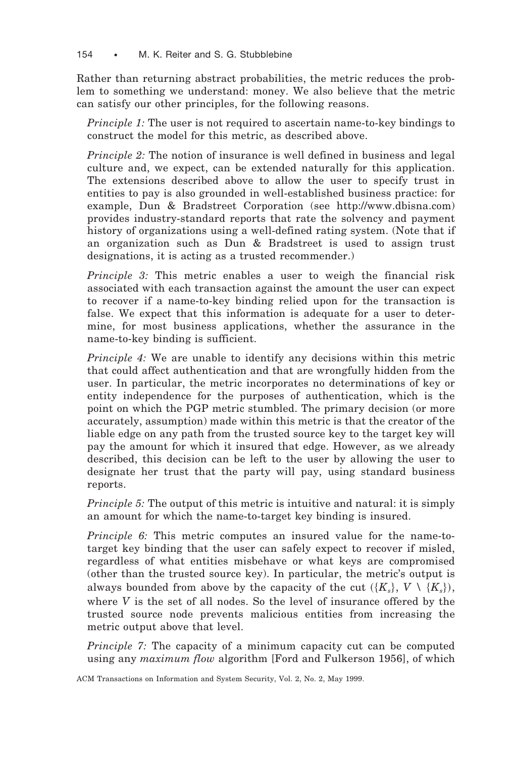Rather than returning abstract probabilities, the metric reduces the problem to something we understand: money. We also believe that the metric can satisfy our other principles, for the following reasons.

*Principle 1:* The user is not required to ascertain name-to-key bindings to construct the model for this metric, as described above.

*Principle 2:* The notion of insurance is well defined in business and legal culture and, we expect, can be extended naturally for this application. The extensions described above to allow the user to specify trust in entities to pay is also grounded in well-established business practice: for example, Dun & Bradstreet Corporation (see http://www.dbisna.com) provides industry-standard reports that rate the solvency and payment history of organizations using a well-defined rating system. (Note that if an organization such as Dun & Bradstreet is used to assign trust designations, it is acting as a trusted recommender.)

*Principle 3:* This metric enables a user to weigh the financial risk associated with each transaction against the amount the user can expect to recover if a name-to-key binding relied upon for the transaction is false. We expect that this information is adequate for a user to determine, for most business applications, whether the assurance in the name-to-key binding is sufficient.

*Principle 4:* We are unable to identify any decisions within this metric that could affect authentication and that are wrongfully hidden from the user. In particular, the metric incorporates no determinations of key or entity independence for the purposes of authentication, which is the point on which the PGP metric stumbled. The primary decision (or more accurately, assumption) made within this metric is that the creator of the liable edge on any path from the trusted source key to the target key will pay the amount for which it insured that edge. However, as we already described, this decision can be left to the user by allowing the user to designate her trust that the party will pay, using standard business reports.

*Principle 5:* The output of this metric is intuitive and natural: it is simply an amount for which the name-to-target key binding is insured.

*Principle 6:* This metric computes an insured value for the name-to-target key binding that the user can safely expect to recover if misled, regardless of what entities misbehave or what keys are compromised (other than the trusted source key). In particular, the metric's output is always bounded from above by the capacity of the cut $(\{K_s\}, V \setminus \{K_s\})$, where $V$ is the set of all nodes. So the level of insurance offered by the trusted source node prevents malicious entities from increasing the metric output above that level.

*Principle 7:* The capacity of a minimum capacity cut can be computed using any *maximum flow* algorithm [Ford and Fulkerson 1956], of which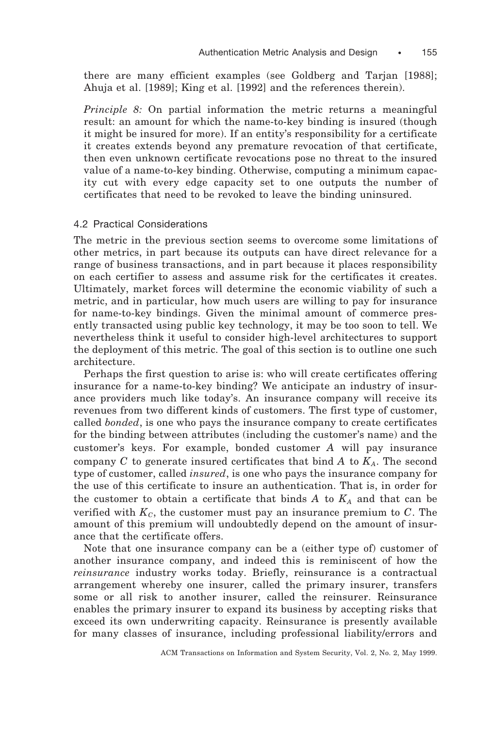there are many efficient examples (see Goldberg and Tarjan [1988]; Ahuja et al. [1989]; King et al. [1992] and the references therein).

*Principle 8:* On partial information the metric returns a meaningful result: an amount for which the name-to-key binding is insured (though it might be insured for more). If an entity's responsibility for a certificate it creates extends beyond any premature revocation of that certificate, then even unknown certificate revocations pose no threat to the insured value of a name-to-key binding. Otherwise, computing a minimum capacity cut with every edge capacity set to one outputs the number of certificates that need to be revoked to leave the binding uninsured.

### 4.2 Practical Considerations

The metric in the previous section seems to overcome some limitations of other metrics, in part because its outputs can have direct relevance for a range of business transactions, and in part because it places responsibility on each certifier to assess and assume risk for the certificates it creates. Ultimately, market forces will determine the economic viability of such a metric, and in particular, how much users are willing to pay for insurance for name-to-key bindings. Given the minimal amount of commerce presently transacted using public key technology, it may be too soon to tell. We nevertheless think it useful to consider high-level architectures to support the deployment of this metric. The goal of this section is to outline one such architecture.

Perhaps the first question to arise is: who will create certificates offering insurance for a name-to-key binding? We anticipate an industry of insurance providers much like today's. An insurance company will receive its revenues from two different kinds of customers. The first type of customer, called *bonded*, is one who pays the insurance company to create certificates for the binding between attributes (including the customer's name) and the customer's keys. For example, bonded customer $A$ will pay insurance company $C$ to generate insured certificates that bind $A$ to $K_A$. The second type of customer, called *insured*, is one who pays the insurance company for the use of this certificate to insure an authentication. That is, in order for the customer to obtain a certificate that binds $A$ to $K_A$ and that can be verified with $K_C$, the customer must pay an insurance premium to $C$. The amount of this premium will undoubtedly depend on the amount of insurance that the certificate offers.

Note that one insurance company can be a (either type of) customer of another insurance company, and indeed this is reminiscent of how the *reinsurance* industry works today. Briefly, reinsurance is a contractual arrangement whereby one insurer, called the primary insurer, transfers some or all risk to another insurer, called the reinsurer. Reinsurance enables the primary insurer to expand its business by accepting risks that exceed its own underwriting capacity. Reinsurance is presently available for many classes of insurance, including professional liability/errors and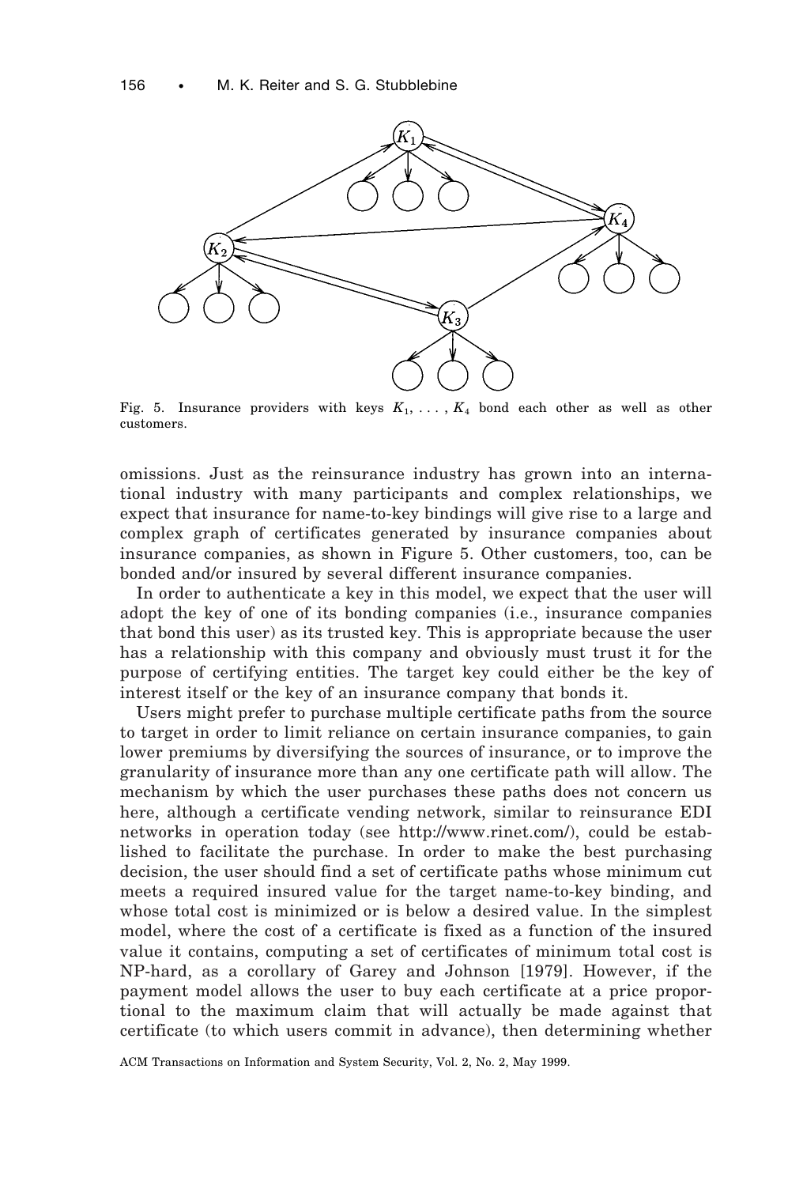$K_1$

$K_4$

$K_2$

$K_3$

Fig. 5. Insurance providers with keys $K_1, \ldots, K_4$ bond each other as well as other customers.

omissions. Just as the reinsurance industry has grown into an international industry with many participants and complex relationships, we expect that insurance for name-to-key bindings will give rise to a large and complex graph of certificates generated by insurance companies about insurance companies, as shown in Figure 5. Other customers, too, can be bonded and/or insured by several different insurance companies.

In order to authenticate a key in this model, we expect that the user will adopt the key of one of its bonding companies (i.e., insurance companies that bond this user) as its trusted key. This is appropriate because the user has a relationship with this company and obviously must trust it for the purpose of certifying entities. The target key could either be the key of interest itself or the key of an insurance company that bonds it.

Users might prefer to purchase multiple certificate paths from the source to target in order to limit reliance on certain insurance companies, to gain lower premiums by diversifying the sources of insurance, or to improve the granularity of insurance more than any one certificate path will allow. The mechanism by which the user purchases these paths does not concern us here, although a certificate vending network, similar to reinsurance EDI networks in operation today (see http://www.rinet.com/), could be established to facilitate the purchase. In order to make the best purchasing decision, the user should find a set of certificate paths whose minimum cut meets a required insured value for the target name-to-key binding, and whose total cost is minimized or is below a desired value. In the simplest model, where the cost of a certificate is fixed as a function of the insured value it contains, computing a set of certificates of minimum total cost is NP-hard, as a corollary of Garey and Johnson [1979]. However, if the payment model allows the user to buy each certificate at a price proportional to the maximum claim that will actually be made against that certificate (to which users commit in advance), then determining whether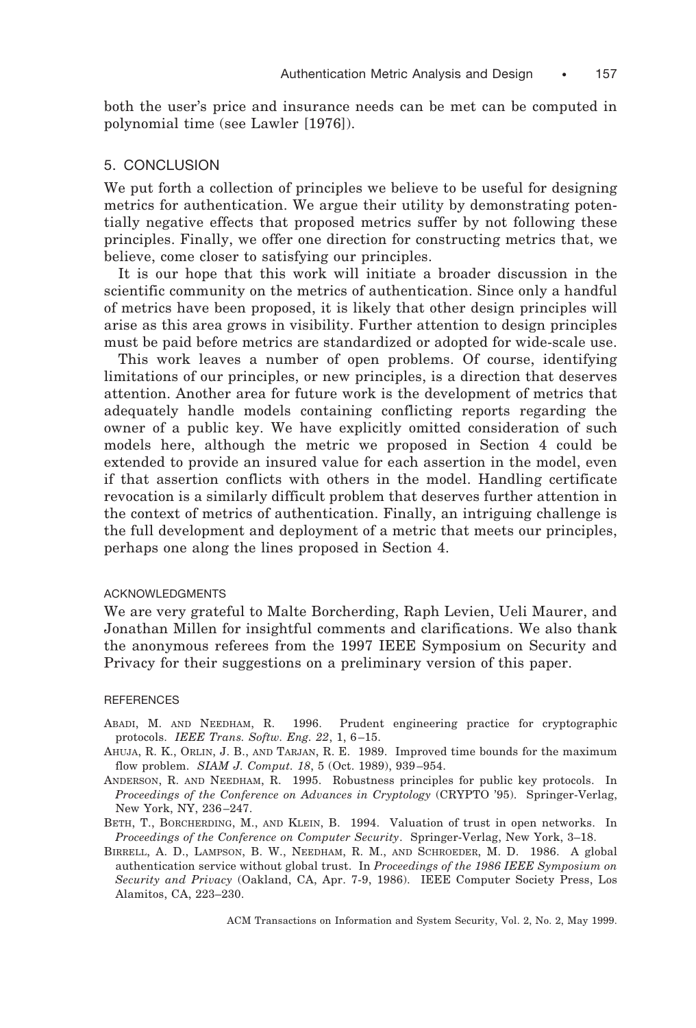both the user's price and insurance needs can be met can be computed in polynomial time (see Lawler [1976]).

## 5. CONCLUSION

We put forth a collection of principles we believe to be useful for designing metrics for authentication. We argue their utility by demonstrating potentially negative effects that proposed metrics suffer by not following these principles. Finally, we offer one direction for constructing metrics that, we believe, come closer to satisfying our principles.

It is our hope that this work will initiate a broader discussion in the scientific community on the metrics of authentication. Since only a handful of metrics have been proposed, it is likely that other design principles will arise as this area grows in visibility. Further attention to design principles must be paid before metrics are standardized or adopted for wide-scale use.

This work leaves a number of open problems. Of course, identifying limitations of our principles, or new principles, is a direction that deserves attention. Another area for future work is the development of metrics that adequately handle models containing conflicting reports regarding the owner of a public key. We have explicitly omitted consideration of such models here, although the metric we proposed in Section 4 could be extended to provide an insured value for each assertion in the model, even if that assertion conflicts with others in the model. Handling certificate revocation is a similarly difficult problem that deserves further attention in the context of metrics of authentication. Finally, an intriguing challenge is the full development and deployment of a metric that meets our principles, perhaps one along the lines proposed in Section 4.

### ACKNOWLEDGMENTS

We are very grateful to Malte Borcherding, Raph Levien, Ueli Maurer, and Jonathan Millen for insightful comments and clarifications. We also thank the anonymous referees from the 1997 IEEE Symposium on Security and Privacy for their suggestions on a preliminary version of this paper.

### REFERENCES

ABADI, M. AND NEEDHAM, R. 1996. Prudent engineering practice for cryptographic protocols. *IEEE Trans. Softw. Eng. 22*, 1, 6–15.

AHUJA, R. K., ORLIN, J. B., AND TARJAN, R. E. 1989. Improved time bounds for the maximum flow problem. *SIAM J. Comput. 18*, 5 (Oct. 1989), 939–954.

ANDERSON, R. AND NEEDHAM, R. 1995. Robustness principles for public key protocols. In *Proceedings of the Conference on Advances in Cryptology* (CRYPTO '95). Springer-Verlag, New York, NY, 236–247.

BETH, T., BORCHERDING, M., AND KLEIN, B. 1994. Valuation of trust in open networks. In *Proceedings of the Conference on Computer Security*. Springer-Verlag, New York, 3–18.

BIRRELL, A. D., LAMPSON, B. W., NEEDHAM, R. M., AND SCHROEDER, M. D. 1986. A global authentication service without global trust. In *Proceedings of the 1986 IEEE Symposium on Security and Privacy* (Oakland, CA, Apr. 7-9, 1986). IEEE Computer Society Press, Los Alamitos, CA, 223–230.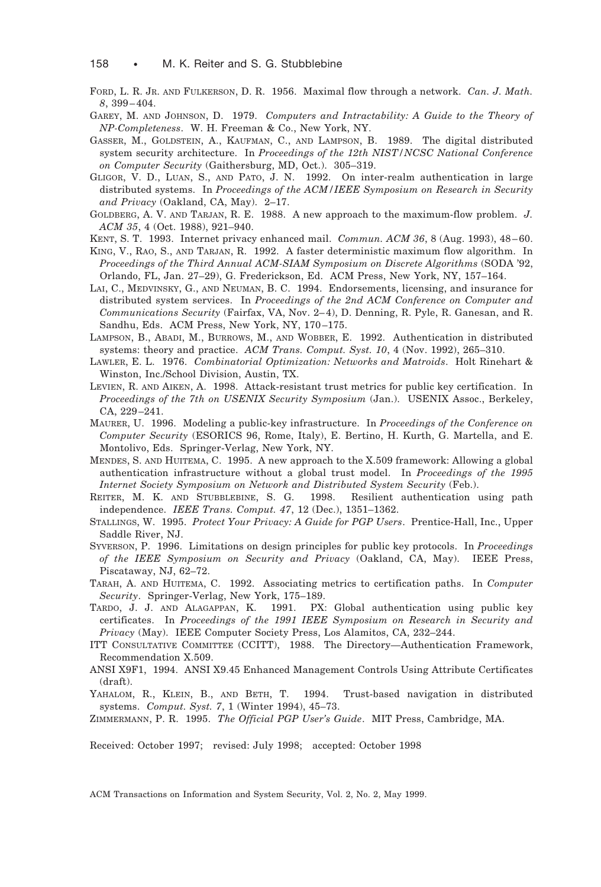FORD, L. R. JR. AND FULKERSON, D. R. 1956. Maximal flow through a network. *Can. J. Math. 8*, 399–404.

GAREY, M. AND JOHNSON, D. 1979. *Computers and Intractability: A Guide to the Theory of NP-Completeness*. W. H. Freeman & Co., New York, NY.

GASSER, M., GOLDSTEIN, A., KAUFMAN, C., AND LAMPSON, B. 1989. The digital distributed system security architecture. In *Proceedings of the 12th NIST/NCSC National Conference on Computer Security* (Gaithersburg, MD, Oct.). 305–319.

GLIGOR, V. D., LUAN, S., AND PATO, J. N. 1992. On inter-realm authentication in large distributed systems. In *Proceedings of the ACM/IEEE Symposium on Research in Security and Privacy* (Oakland, CA, May). 2–17.

GOLDBERG, A. V. AND TARJAN, R. E. 1988. A new approach to the maximum-flow problem. *J. ACM 35*, 4 (Oct. 1988), 921–940.

KENT, S. T. 1993. Internet privacy enhanced mail. *Commun. ACM 36*, 8 (Aug. 1993), 48–60.

KING, V., RAO, S., AND TARJAN, R. 1992. A faster deterministic maximum flow algorithm. In *Proceedings of the Third Annual ACM-SIAM Symposium on Discrete Algorithms* (SODA '92, Orlando, FL, Jan. 27–29), G. Frederickson, Ed. ACM Press, New York, NY, 157–164.

LAI, C., MEDVINSKY, G., AND NEUMAN, B. C. 1994. Endorsements, licensing, and insurance for distributed system services. In *Proceedings of the 2nd ACM Conference on Computer and Communications Security* (Fairfax, VA, Nov. 2–4), D. Denning, R. Pyle, R. Ganesan, and R. Sandhu, Eds. ACM Press, New York, NY, 170–175.

LAMPSON, B., ABADI, M., BURROWS, M., AND WOBBER, E. 1992. Authentication in distributed systems: theory and practice. *ACM Trans. Comput. Syst. 10*, 4 (Nov. 1992), 265–310.

LAWLER, E. L. 1976. *Combinatorial Optimization: Networks and Matroids*. Holt Rinehart & Winston, Inc./School Division, Austin, TX.

LEVIEN, R. AND AIKEN, A. 1998. Attack-resistant trust metrics for public key certification. In *Proceedings of the 7th on USENIX Security Symposium* (Jan.). USENIX Assoc., Berkeley, CA, 229–241.

MAURER, U. 1996. Modeling a public-key infrastructure. In *Proceedings of the Conference on Computer Security* (ESORICS 96, Rome, Italy), E. Bertino, H. Kurth, G. Martella, and E. Montolivo, Eds. Springer-Verlag, New York, NY.

MENDES, S. AND HUITEMA, C. 1995. A new approach to the X.509 framework: Allowing a global authentication infrastructure without a global trust model. In *Proceedings of the 1995 Internet Society Symposium on Network and Distributed System Security* (Feb.).

REITER, M. K. AND STUBBLEBINE, S. G. 1998. Resilient authentication using path independence. *IEEE Trans. Comput. 47*, 12 (Dec.), 1351–1362.

STALLINGS, W. 1995. *Protect Your Privacy: A Guide for PGP Users*. Prentice-Hall, Inc., Upper Saddle River, NJ.

SYVERSON, P. 1996. Limitations on design principles for public key protocols. In *Proceedings of the IEEE Symposium on Security and Privacy* (Oakland, CA, May). IEEE Press, Piscataway, NJ, 62–72.

TARAH, A. AND HUITEMA, C. 1992. Associating metrics to certification paths. In *Computer Security*. Springer-Verlag, New York, 175–189.

TARDO, J. J. AND ALAGAPPAN, K. 1991. PX: Global authentication using public key certificates. In *Proceedings of the 1991 IEEE Symposium on Research in Security and Privacy* (May). IEEE Computer Society Press, Los Alamitos, CA, 232–244.

ITT CONSULTATIVE COMMITTEE (CCITT), 1988. The Directory—Authentication Framework, Recommendation X.509.

ANSI X9F1, 1994. ANSI X9.45 Enhanced Management Controls Using Attribute Certificates (draft).

YAHALOM, R., KLEIN, B., AND BETH, T. 1994. Trust-based navigation in distributed systems. *Comput. Syst. 7*, 1 (Winter 1994), 45–73.

ZIMMERMANN, P. R. 1995. *The Official PGP User's Guide*. MIT Press, Cambridge, MA.

Received: October 1997; revised: July 1998; accepted: October 1998